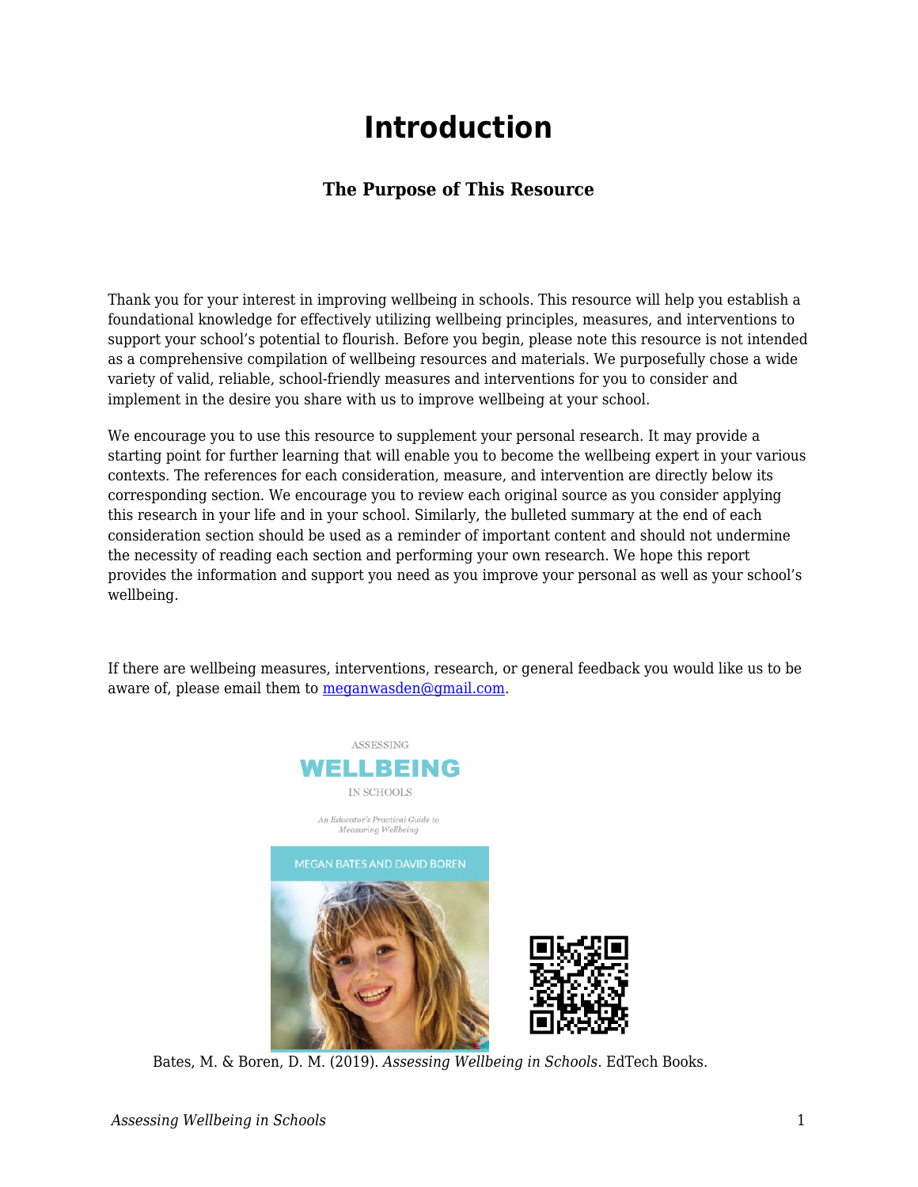# Introduction

### The Purpose of This Resource

Thank you for your interest in improving wellbeing in schools. This resource will help you establish a foundational knowledge for effectively utilizing wellbeing principles, measures, and interventions to support your school's potential to flourish. Before you begin, please note this resource is not intended as a comprehensive compilation of wellbeing resources and materials. We purposefully chose a wide variety of valid, reliable, school-friendly measures and interventions for you to consider and implement in the desire you share with us to improve wellbeing at your school.

We encourage you to use this resource to supplement your personal research. It may provide a starting point for further learning that will enable you to become the wellbeing expert in your various contexts. The references for each consideration, measure, and intervention are directly below its corresponding section. We encourage you to review each original source as you consider applying this research in your life and in your school. Similarly, the bulleted summary at the end of each consideration section should be used as a reminder of important content and should not undermine the necessity of reading each section and performing your own research. We hope this report provides the information and support you need as you improve your personal as well as your school's wellbeing.

If there are wellbeing measures, interventions, research, or general feedback you would like us to be aware of, please email them to [meganwasden@gmail.com](mailto:meganwasden@gmail.com).

Bates, M. & Boren, D. M. (2019). *Assessing Wellbeing in Schools*. EdTech Books.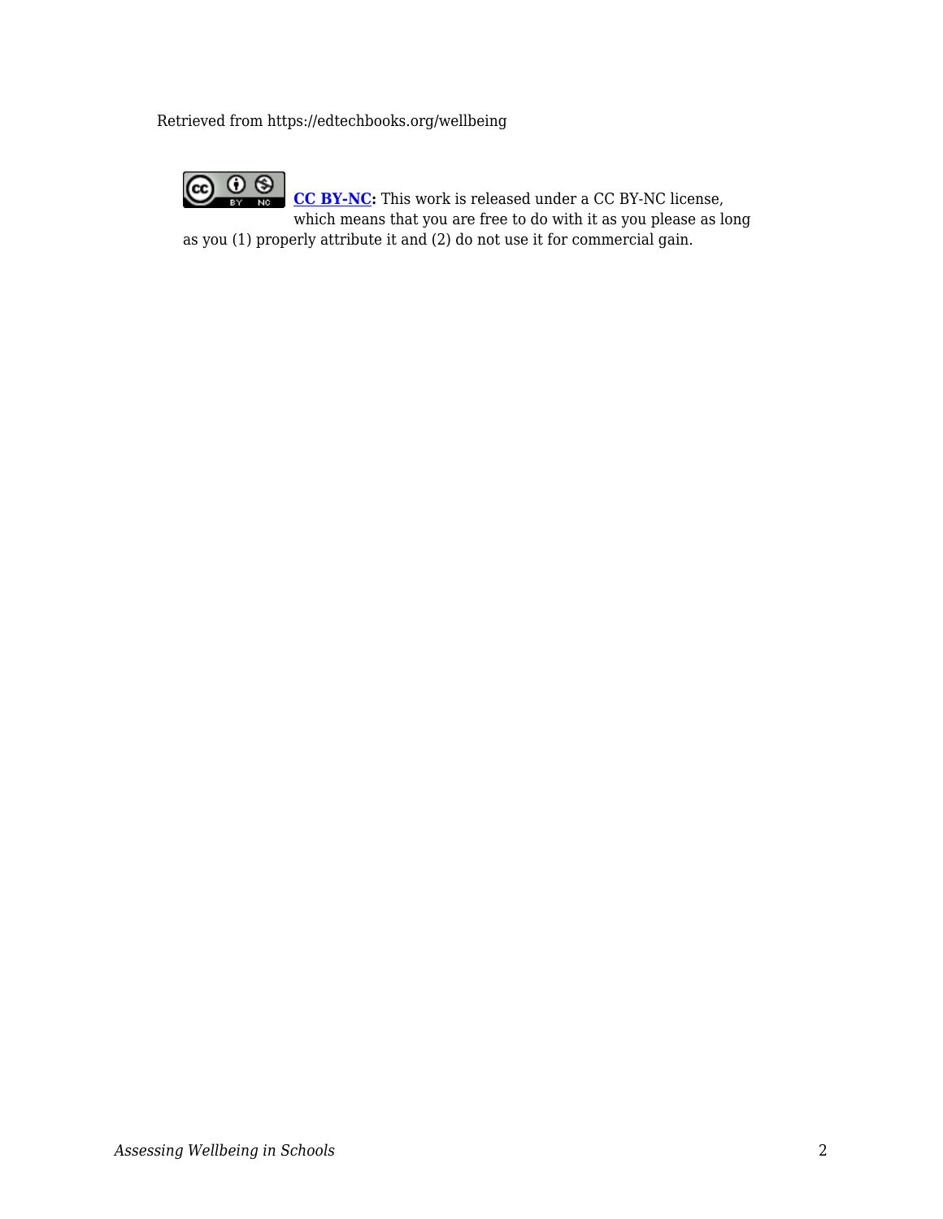Retrieved from https://edtechbooks.org/wellbeing

**CC BY-NC:** This work is released under a CC BY-NC license, which means that you are free to do with it as you please as long as you (1) properly attribute it and (2) do not use it for commercial gain.